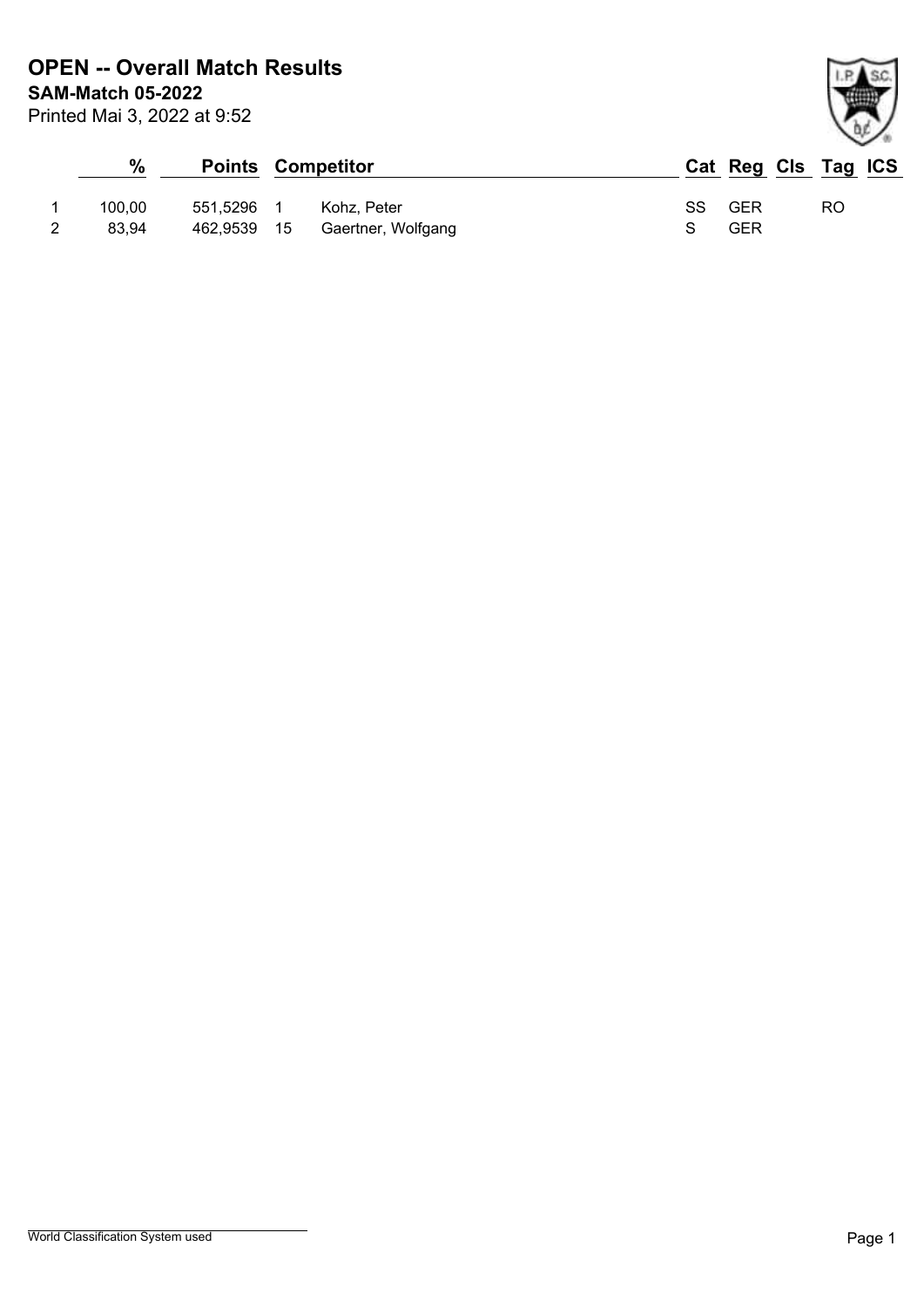# OPEN -- Overall Match Results

**SAM-Match 05-2022**

Printed Mai 3, 2022 at 9:52

| | % | Points | Competitor | | Cat | Reg | Cls | Tag | ICS |
|---|---|---|---|---|---|---|---|---|---|
| 1 | 100,00 | 551,5296 | 1 | Kohz, Peter | SS | GER | | RO | |
| 2 | 83,94 | 462,9539 | 15 | Gaertner, Wolfgang | S | GER | | | |

World Classification System used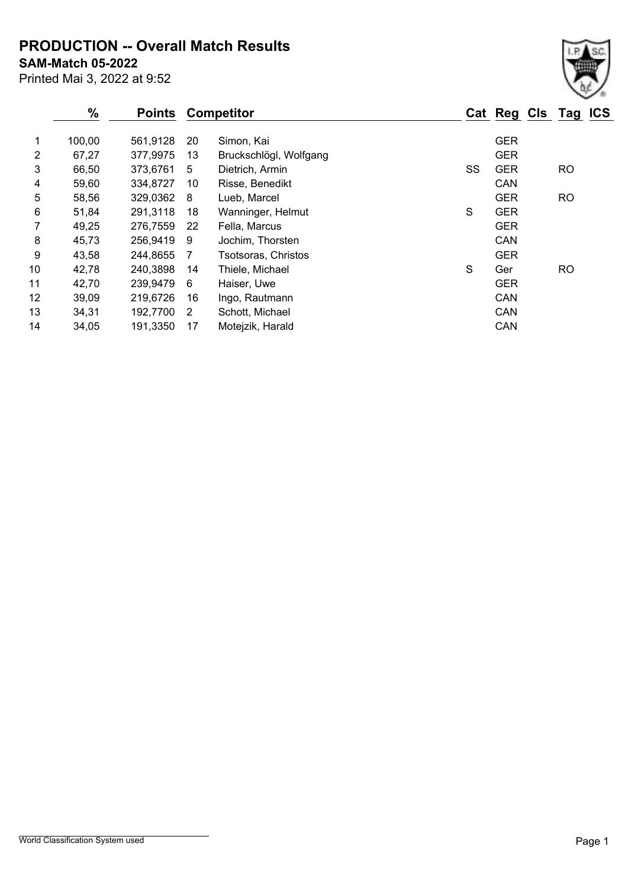# PRODUCTION -- Overall Match Results

**SAM-Match 05-2022**

Printed Mai 3, 2022 at 9:52

| | % | Points | | Competitor | Cat | Reg | Cls | Tag | ICS |
|---|---|---|---|---|---|---|---|---|---|
| 1 | 100,00 | 561,9128 | 20 | Simon, Kai | | GER | | | |
| 2 | 67,27 | 377,9975 | 13 | Bruckschlögl, Wolfgang | | GER | | | |
| 3 | 66,50 | 373,6761 | 5 | Dietrich, Armin | SS | GER | | RO | |
| 4 | 59,60 | 334,8727 | 10 | Risse, Benedikt | | CAN | | | |
| 5 | 58,56 | 329,0362 | 8 | Lueb, Marcel | | GER | | RO | |
| 6 | 51,84 | 291,3118 | 18 | Wanninger, Helmut | S | GER | | | |
| 7 | 49,25 | 276,7559 | 22 | Fella, Marcus | | GER | | | |
| 8 | 45,73 | 256,9419 | 9 | Jochim, Thorsten | | CAN | | | |
| 9 | 43,58 | 244,8655 | 7 | Tsotsoras, Christos | | GER | | | |
| 10 | 42,78 | 240,3898 | 14 | Thiele, Michael | S | Ger | | RO | |
| 11 | 42,70 | 239,9479 | 6 | Haiser, Uwe | | GER | | | |
| 12 | 39,09 | 219,6726 | 16 | Ingo, Rautmann | | CAN | | | |
| 13 | 34,31 | 192,7700 | 2 | Schott, Michael | | CAN | | | |
| 14 | 34,05 | 191,3350 | 17 | Motejzik, Harald | | CAN | | | |

World Classification System used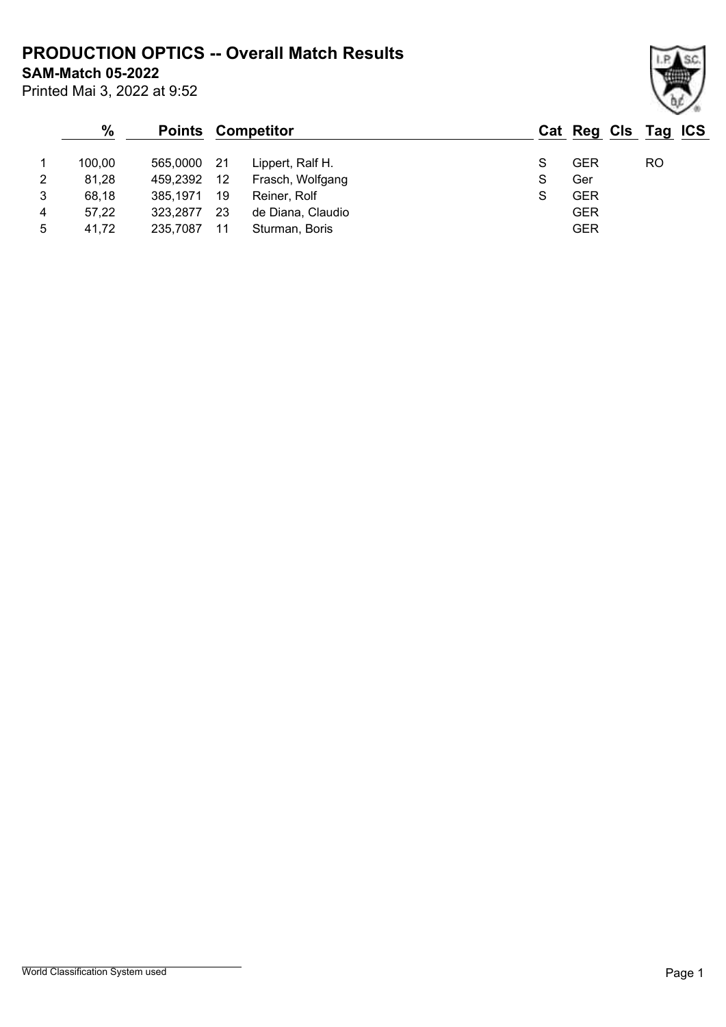# PRODUCTION OPTICS -- Overall Match Results

**SAM-Match 05-2022**

Printed Mai 3, 2022 at 9:52

| | % | Points | Competitor | | Cat | Reg | Cls | Tag | ICS |
|---|---|---|---|---|---|---|---|---|---|
| 1 | 100,00 | 565,0000 | 21 | Lippert, Ralf H. | S | GER | | RO | |
| 2 | 81,28 | 459,2392 | 12 | Frasch, Wolfgang | S | Ger | | | |
| 3 | 68,18 | 385,1971 | 19 | Reiner, Rolf | S | GER | | | |
| 4 | 57,22 | 323,2877 | 23 | de Diana, Claudio | | GER | | | |
| 5 | 41,72 | 235,7087 | 11 | Sturman, Boris | | GER | | | |

World Classification System used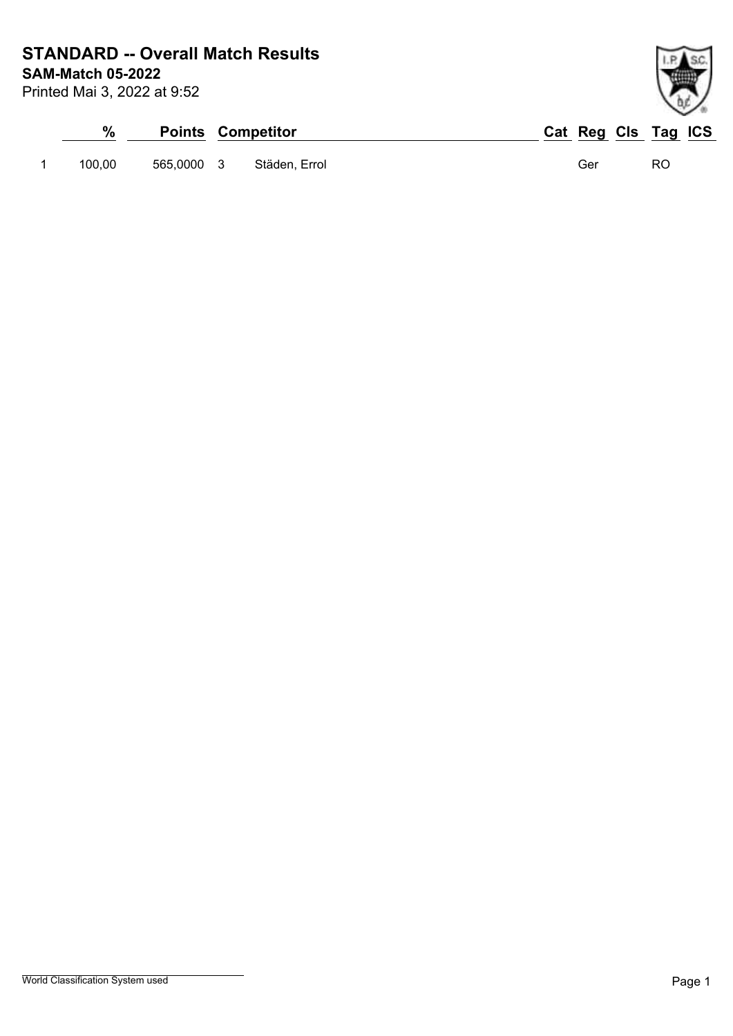# STANDARD -- Overall Match Results

**SAM-Match 05-2022**

Printed Mai 3, 2022 at 9:52

| | % | Points | Competitor | | Cat | Reg | Cls | Tag | ICS |
|---|---|---|---|---|---|---|---|---|---|
| 1 | 100,00 | 565,0000 | 3 | Städen, Errol | | Ger | | RO | |

World Classification System used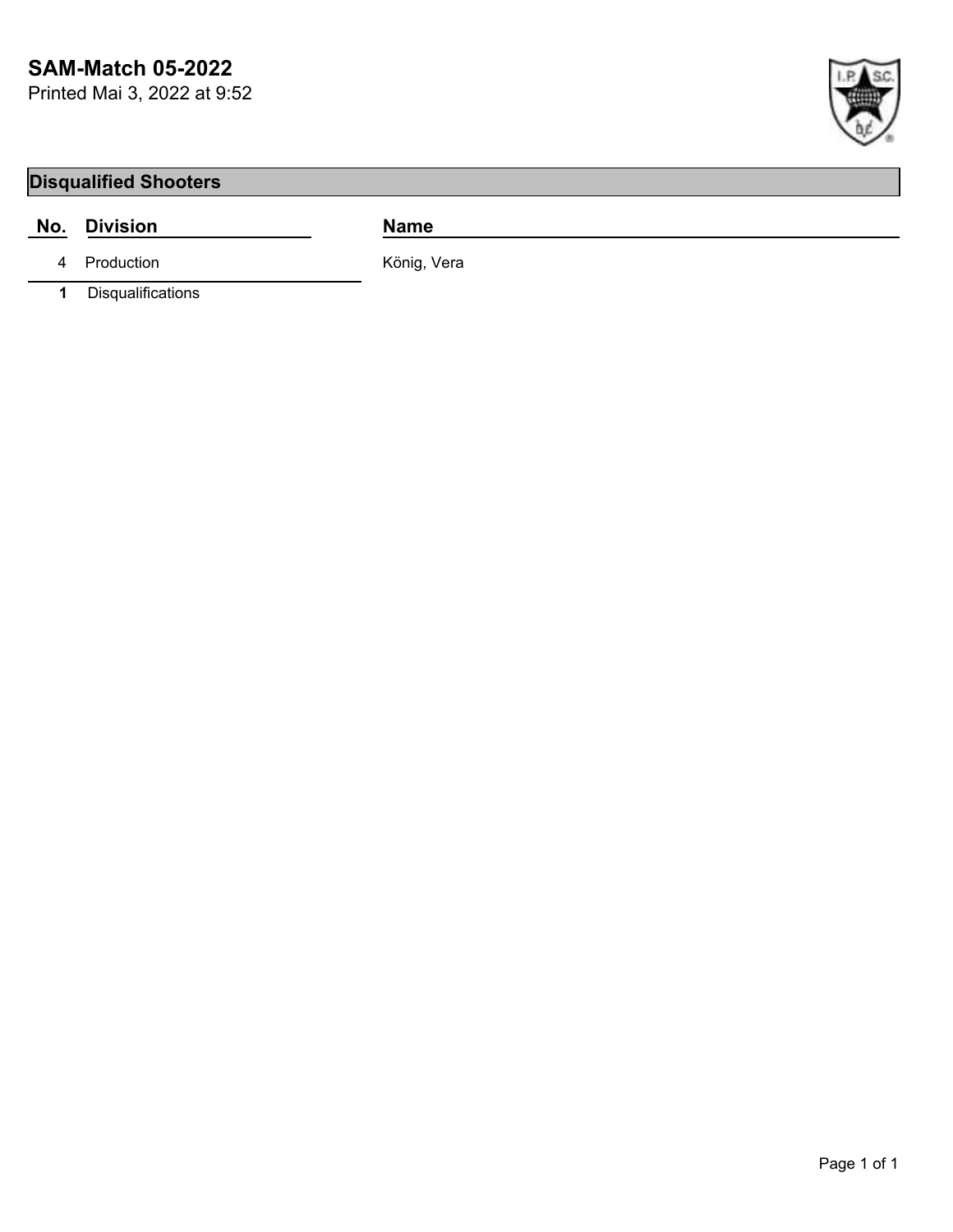# SAM-Match 05-2022

Printed Mai 3, 2022 at 9:52

## Disqualified Shooters

| No. | Division | Name |
| --- | --- | --- |
| 4 | Production | König, Vera |

**1** Disqualifications